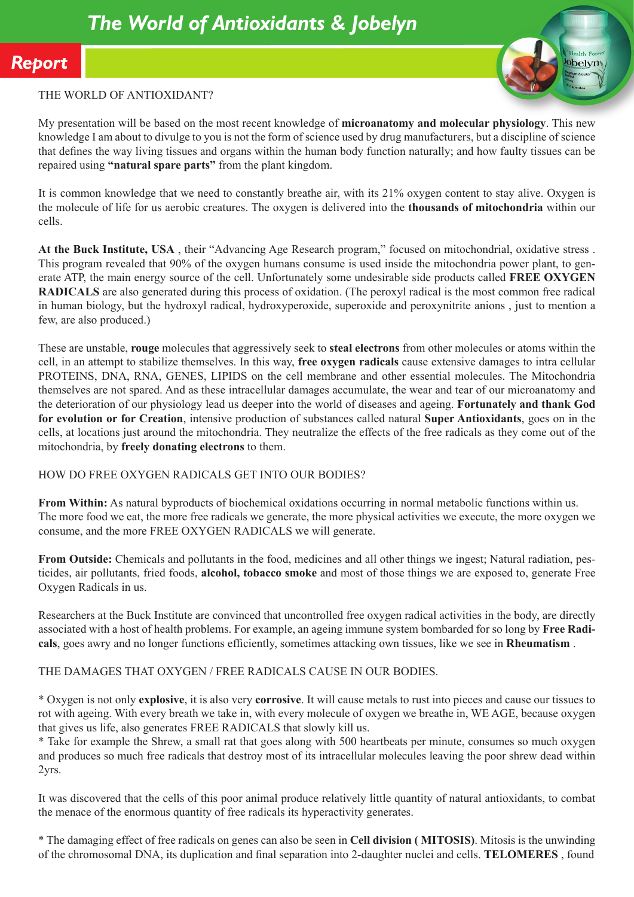# The World of Antioxidants & Jobelyn

## Report

THE WORLD OF ANTIOXIDANT?

My presentation will be based on the most recent knowledge of **microanatomy and molecular physiology**. This new knowledge I am about to divulge to you is not the form of science used by drug manufacturers, but a discipline of science that defines the way living tissues and organs within the human body function naturally; and how faulty tissues can be repaired using **"natural spare parts"** from the plant kingdom.

It is common knowledge that we need to constantly breathe air, with its 21% oxygen content to stay alive. Oxygen is the molecule of life for us aerobic creatures. The oxygen is delivered into the **thousands of mitochondria** within our cells.

**At the Buck Institute, USA** , their "Advancing Age Research program," focused on mitochondrial, oxidative stress . This program revealed that 90% of the oxygen humans consume is used inside the mitochondria power plant, to generate ATP, the main energy source of the cell. Unfortunately some undesirable side products called **FREE OXYGEN RADICALS** are also generated during this process of oxidation. (The peroxyl radical is the most common free radical in human biology, but the hydroxyl radical, hydroxyperoxide, superoxide and peroxynitrite anions , just to mention a few, are also produced.)

These are unstable, **rouge** molecules that aggressively seek to **steal electrons** from other molecules or atoms within the cell, in an attempt to stabilize themselves. In this way, **free oxygen radicals** cause extensive damages to intra cellular PROTEINS, DNA, RNA, GENES, LIPIDS on the cell membrane and other essential molecules. The Mitochondria themselves are not spared. And as these intracellular damages accumulate, the wear and tear of our microanatomy and the deterioration of our physiology lead us deeper into the world of diseases and ageing. **Fortunately and thank God for evolution or for Creation**, intensive production of substances called natural **Super Antioxidants**, goes on in the cells, at locations just around the mitochondria. They neutralize the effects of the free radicals as they come out of the mitochondria, by **freely donating electrons** to them.

HOW DO FREE OXYGEN RADICALS GET INTO OUR BODIES?

**From Within:** As natural byproducts of biochemical oxidations occurring in normal metabolic functions within us. The more food we eat, the more free radicals we generate, the more physical activities we execute, the more oxygen we consume, and the more FREE OXYGEN RADICALS we will generate.

**From Outside:** Chemicals and pollutants in the food, medicines and all other things we ingest; Natural radiation, pesticides, air pollutants, fried foods, **alcohol, tobacco smoke** and most of those things we are exposed to, generate Free Oxygen Radicals in us.

Researchers at the Buck Institute are convinced that uncontrolled free oxygen radical activities in the body, are directly associated with a host of health problems. For example, an ageing immune system bombarded for so long by **Free Radicals**, goes awry and no longer functions efficiently, sometimes attacking own tissues, like we see in **Rheumatism** .

THE DAMAGES THAT OXYGEN / FREE RADICALS CAUSE IN OUR BODIES.

* Oxygen is not only **explosive**, it is also very **corrosive**. It will cause metals to rust into pieces and cause our tissues to rot with ageing. With every breath we take in, with every molecule of oxygen we breathe in, WE AGE, because oxygen that gives us life, also generates FREE RADICALS that slowly kill us.
* Take for example the Shrew, a small rat that goes along with 500 heartbeats per minute, consumes so much oxygen and produces so much free radicals that destroy most of its intracellular molecules leaving the poor shrew dead within 2yrs.

It was discovered that the cells of this poor animal produce relatively little quantity of natural antioxidants, to combat the menace of the enormous quantity of free radicals its hyperactivity generates.

* The damaging effect of free radicals on genes can also be seen in **Cell division ( MITOSIS)**. Mitosis is the unwinding of the chromosomal DNA, its duplication and final separation into 2-daughter nuclei and cells. **TELOMERES** , found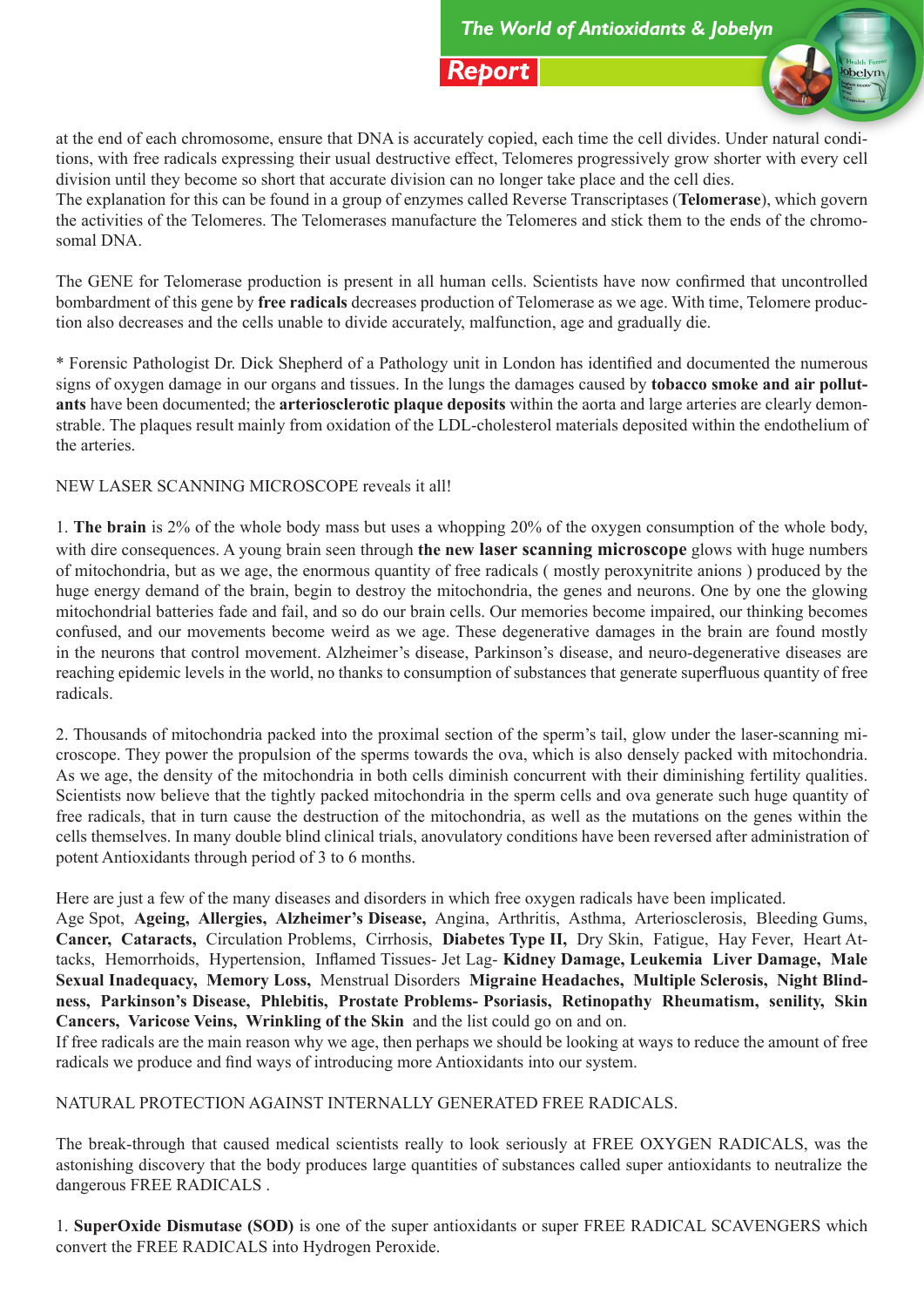at the end of each chromosome, ensure that DNA is accurately copied, each time the cell divides. Under natural conditions, with free radicals expressing their usual destructive effect, Telomeres progressively grow shorter with every cell division until they become so short that accurate division can no longer take place and the cell dies.

The explanation for this can be found in a group of enzymes called Reverse Transcriptases (**Telomerase**), which govern the activities of the Telomeres. The Telomerases manufacture the Telomeres and stick them to the ends of the chromosomal DNA.

The GENE for Telomerase production is present in all human cells. Scientists have now confirmed that uncontrolled bombardment of this gene by **free radicals** decreases production of Telomerase as we age. With time, Telomere production also decreases and the cells unable to divide accurately, malfunction, age and gradually die.

* Forensic Pathologist Dr. Dick Shepherd of a Pathology unit in London has identified and documented the numerous signs of oxygen damage in our organs and tissues. In the lungs the damages caused by **tobacco smoke and air pollutants** have been documented; the **arteriosclerotic plaque deposits** within the aorta and large arteries are clearly demonstrable. The plaques result mainly from oxidation of the LDL-cholesterol materials deposited within the endothelium of the arteries.

NEW LASER SCANNING MICROSCOPE reveals it all!

1. **The brain** is 2% of the whole body mass but uses a whopping 20% of the oxygen consumption of the whole body, with dire consequences. A young brain seen through **the new laser scanning microscope** glows with huge numbers of mitochondria, but as we age, the enormous quantity of free radicals ( mostly peroxynitrite anions ) produced by the huge energy demand of the brain, begin to destroy the mitochondria, the genes and neurons. One by one the glowing mitochondrial batteries fade and fail, and so do our brain cells. Our memories become impaired, our thinking becomes confused, and our movements become weird as we age. These degenerative damages in the brain are found mostly in the neurons that control movement. Alzheimer's disease, Parkinson's disease, and neuro-degenerative diseases are reaching epidemic levels in the world, no thanks to consumption of substances that generate superfluous quantity of free radicals.

2. Thousands of mitochondria packed into the proximal section of the sperm's tail, glow under the laser-scanning microscope. They power the propulsion of the sperms towards the ova, which is also densely packed with mitochondria. As we age, the density of the mitochondria in both cells diminish concurrent with their diminishing fertility qualities. Scientists now believe that the tightly packed mitochondria in the sperm cells and ova generate such huge quantity of free radicals, that in turn cause the destruction of the mitochondria, as well as the mutations on the genes within the cells themselves. In many double blind clinical trials, anovulatory conditions have been reversed after administration of potent Antioxidants through period of 3 to 6 months.

Here are just a few of the many diseases and disorders in which free oxygen radicals have been implicated.

Age Spot, **Ageing, Allergies, Alzheimer's Disease,** Angina, Arthritis, Asthma, Arteriosclerosis, Bleeding Gums, **Cancer, Cataracts,** Circulation Problems, Cirrhosis, **Diabetes Type II,** Dry Skin, Fatigue, Hay Fever, Heart Attacks, Hemorrhoids, Hypertension, Inflamed Tissues- Jet Lag- **Kidney Damage, Leukemia Liver Damage, Male Sexual Inadequacy, Memory Loss,** Menstrual Disorders **Migraine Headaches, Multiple Sclerosis, Night Blindness, Parkinson's Disease, Phlebitis, Prostate Problems- Psoriasis, Retinopathy Rheumatism, senility, Skin Cancers, Varicose Veins, Wrinkling of the Skin** and the list could go on and on.

If free radicals are the main reason why we age, then perhaps we should be looking at ways to reduce the amount of free radicals we produce and find ways of introducing more Antioxidants into our system.

NATURAL PROTECTION AGAINST INTERNALLY GENERATED FREE RADICALS.

The break-through that caused medical scientists really to look seriously at FREE OXYGEN RADICALS, was the astonishing discovery that the body produces large quantities of substances called super antioxidants to neutralize the dangerous FREE RADICALS .

1. **SuperOxide Dismutase (SOD)** is one of the super antioxidants or super FREE RADICAL SCAVENGERS which convert the FREE RADICALS into Hydrogen Peroxide.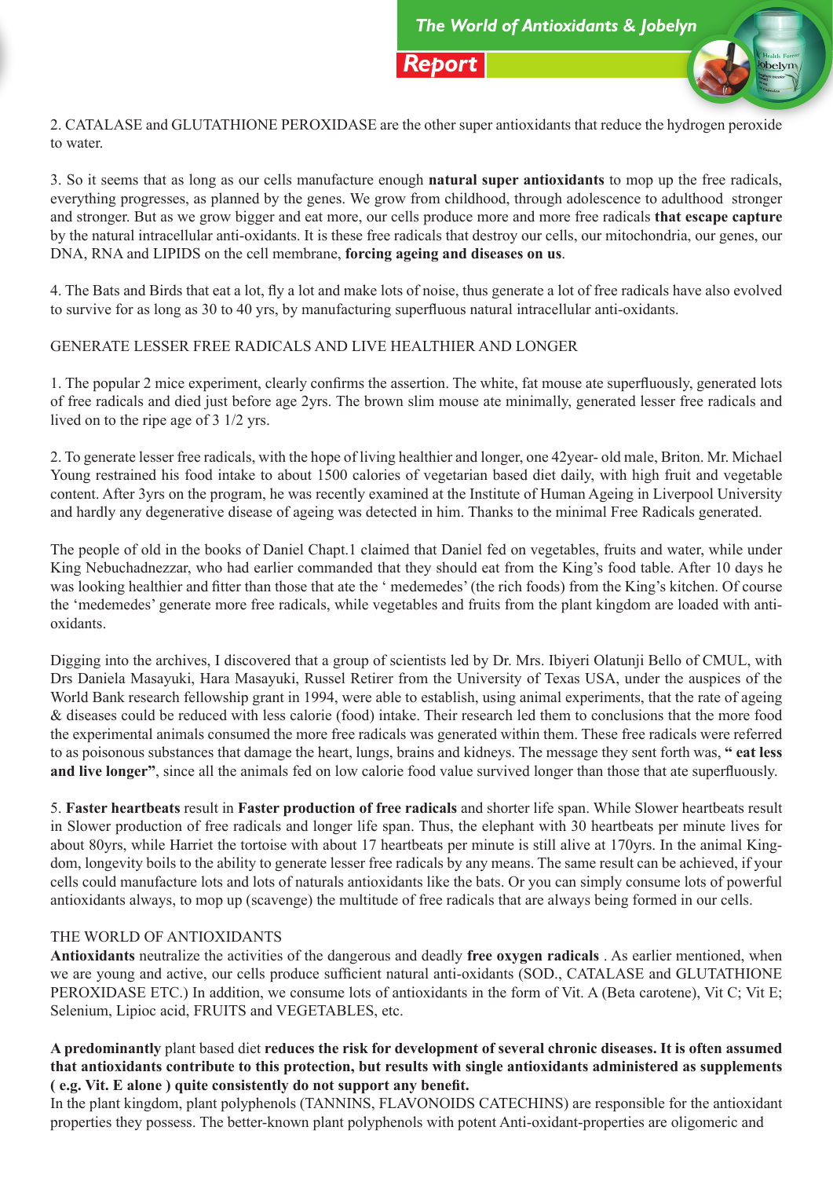2. CATALASE and GLUTATHIONE PEROXIDASE are the other super antioxidants that reduce the hydrogen peroxide to water.

3. So it seems that as long as our cells manufacture enough **natural super antioxidants** to mop up the free radicals, everything progresses, as planned by the genes. We grow from childhood, through adolescence to adulthood stronger and stronger. But as we grow bigger and eat more, our cells produce more and more free radicals **that escape capture** by the natural intracellular anti-oxidants. It is these free radicals that destroy our cells, our mitochondria, our genes, our DNA, RNA and LIPIDS on the cell membrane, **forcing ageing and diseases on us**.

4. The Bats and Birds that eat a lot, fly a lot and make lots of noise, thus generate a lot of free radicals have also evolved to survive for as long as 30 to 40 yrs, by manufacturing superfluous natural intracellular anti-oxidants.

GENERATE LESSER FREE RADICALS AND LIVE HEALTHIER AND LONGER

1. The popular 2 mice experiment, clearly confirms the assertion. The white, fat mouse ate superfluously, generated lots of free radicals and died just before age 2yrs. The brown slim mouse ate minimally, generated lesser free radicals and lived on to the ripe age of 3 1/2 yrs.

2. To generate lesser free radicals, with the hope of living healthier and longer, one 42year- old male, Briton. Mr. Michael Young restrained his food intake to about 1500 calories of vegetarian based diet daily, with high fruit and vegetable content. After 3yrs on the program, he was recently examined at the Institute of Human Ageing in Liverpool University and hardly any degenerative disease of ageing was detected in him. Thanks to the minimal Free Radicals generated.

The people of old in the books of Daniel Chapt.1 claimed that Daniel fed on vegetables, fruits and water, while under King Nebuchadnezzar, who had earlier commanded that they should eat from the King's food table. After 10 days he was looking healthier and fitter than those that ate the ' medemedes' (the rich foods) from the King's kitchen. Of course the 'medemedes' generate more free radicals, while vegetables and fruits from the plant kingdom are loaded with anti-oxidants.

Digging into the archives, I discovered that a group of scientists led by Dr. Mrs. Ibiyeri Olatunji Bello of CMUL, with Drs Daniela Masayuki, Hara Masayuki, Russel Retirer from the University of Texas USA, under the auspices of the World Bank research fellowship grant in 1994, were able to establish, using animal experiments, that the rate of ageing & diseases could be reduced with less calorie (food) intake. Their research led them to conclusions that the more food the experimental animals consumed the more free radicals was generated within them. These free radicals were referred to as poisonous substances that damage the heart, lungs, brains and kidneys. The message they sent forth was, **" eat less and live longer"**, since all the animals fed on low calorie food value survived longer than those that ate superfluously.

5. **Faster heartbeats** result in **Faster production of free radicals** and shorter life span. While Slower heartbeats result in Slower production of free radicals and longer life span. Thus, the elephant with 30 heartbeats per minute lives for about 80yrs, while Harriet the tortoise with about 17 heartbeats per minute is still alive at 170yrs. In the animal Kingdom, longevity boils to the ability to generate lesser free radicals by any means. The same result can be achieved, if your cells could manufacture lots and lots of naturals antioxidants like the bats. Or you can simply consume lots of powerful antioxidants always, to mop up (scavenge) the multitude of free radicals that are always being formed in our cells.

THE WORLD OF ANTIOXIDANTS

**Antioxidants** neutralize the activities of the dangerous and deadly **free oxygen radicals** . As earlier mentioned, when we are young and active, our cells produce sufficient natural anti-oxidants (SOD., CATALASE and GLUTATHIONE PEROXIDASE ETC.) In addition, we consume lots of antioxidants in the form of Vit. A (Beta carotene), Vit C; Vit E; Selenium, Lipioc acid, FRUITS and VEGETABLES, etc.

**A predominantly** plant based diet **reduces the risk for development of several chronic diseases. It is often assumed that antioxidants contribute to this protection, but results with single antioxidants administered as supplements ( e.g. Vit. E alone ) quite consistently do not support any benefit.**

In the plant kingdom, plant polyphenols (TANNINS, FLAVONOIDS CATECHINS) are responsible for the antioxidant properties they possess. The better-known plant polyphenols with potent Anti-oxidant-properties are oligomeric and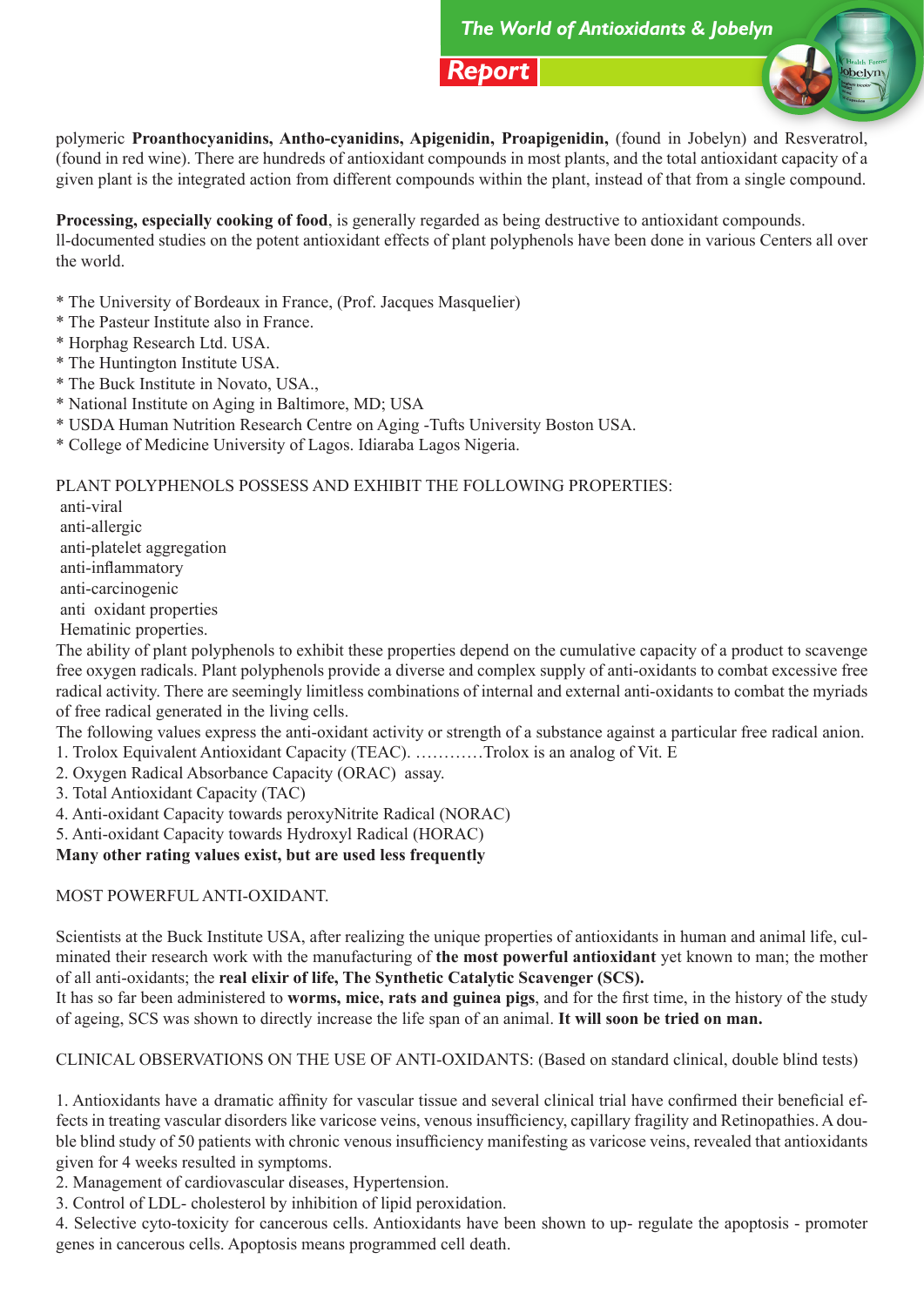polymeric **Proanthocyanidins, Antho-cyanidins, Apigenidin, Proapigenidin,** (found in Jobelyn) and Resveratrol, (found in red wine). There are hundreds of antioxidant compounds in most plants, and the total antioxidant capacity of a given plant is the integrated action from different compounds within the plant, instead of that from a single compound.

**Processing, especially cooking of food**, is generally regarded as being destructive to antioxidant compounds.
ll-documented studies on the potent antioxidant effects of plant polyphenols have been done in various Centers all over the world.

* The University of Bordeaux in France, (Prof. Jacques Masquelier)
* The Pasteur Institute also in France.
* Horphag Research Ltd. USA.
* The Huntington Institute USA.
* The Buck Institute in Novato, USA.,
* National Institute on Aging in Baltimore, MD; USA
* USDA Human Nutrition Research Centre on Aging -Tufts University Boston USA.
* College of Medicine University of Lagos. Idiaraba Lagos Nigeria.

PLANT POLYPHENOLS POSSESS AND EXHIBIT THE FOLLOWING PROPERTIES:

anti-viral
anti-allergic
anti-platelet aggregation
anti-inflammatory
anti-carcinogenic
anti  oxidant properties
Hematinic properties.

The ability of plant polyphenols to exhibit these properties depend on the cumulative capacity of a product to scavenge free oxygen radicals. Plant polyphenols provide a diverse and complex supply of anti-oxidants to combat excessive free radical activity. There are seemingly limitless combinations of internal and external anti-oxidants to combat the myriads of free radical generated in the living cells.
The following values express the anti-oxidant activity or strength of a substance against a particular free radical anion.

1. Trolox Equivalent Antioxidant Capacity (TEAC). …………Trolox is an analog of Vit. E
2. Oxygen Radical Absorbance Capacity (ORAC) assay.
3. Total Antioxidant Capacity (TAC)
4. Anti-oxidant Capacity towards peroxyNitrite Radical (NORAC)
5. Anti-oxidant Capacity towards Hydroxyl Radical (HORAC)

**Many other rating values exist, but are used less frequently**

MOST POWERFUL ANTI-OXIDANT.

Scientists at the Buck Institute USA, after realizing the unique properties of antioxidants in human and animal life, culminated their research work with the manufacturing of **the most powerful antioxidant** yet known to man; the mother of all anti-oxidants; the **real elixir of life, The Synthetic Catalytic Scavenger (SCS).**
It has so far been administered to **worms, mice, rats and guinea pigs**, and for the first time, in the history of the study of ageing, SCS was shown to directly increase the life span of an animal. **It will soon be tried on man.**

CLINICAL OBSERVATIONS ON THE USE OF ANTI-OXIDANTS: (Based on standard clinical, double blind tests)

1. Antioxidants have a dramatic affinity for vascular tissue and several clinical trial have confirmed their beneficial effects in treating vascular disorders like varicose veins, venous insufficiency, capillary fragility and Retinopathies. A double blind study of 50 patients with chronic venous insufficiency manifesting as varicose veins, revealed that antioxidants given for 4 weeks resulted in symptoms.
2. Management of cardiovascular diseases, Hypertension.
3. Control of LDL- cholesterol by inhibition of lipid peroxidation.
4. Selective cyto-toxicity for cancerous cells. Antioxidants have been shown to up- regulate the apoptosis - promoter genes in cancerous cells. Apoptosis means programmed cell death.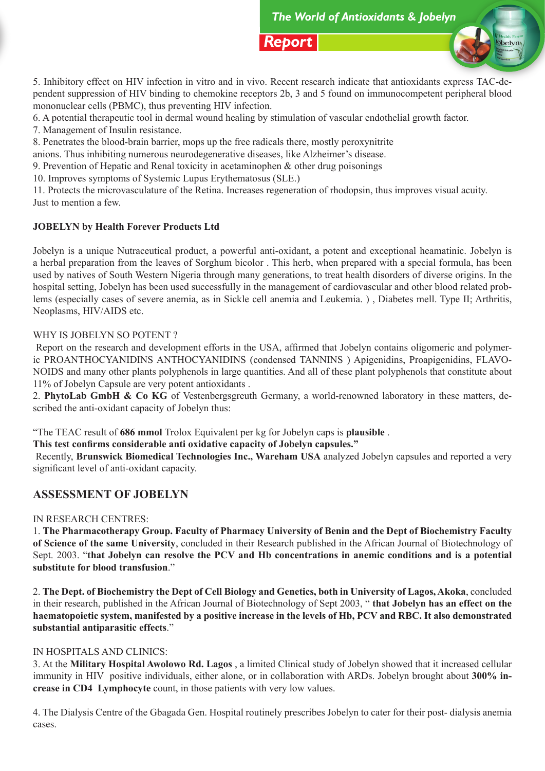5. Inhibitory effect on HIV infection in vitro and in vivo. Recent research indicate that antioxidants express TAC-dependent suppression of HIV binding to chemokine receptors 2b, 3 and 5 found on immunocompetent peripheral blood mononuclear cells (PBMC), thus preventing HIV infection.
6. A potential therapeutic tool in dermal wound healing by stimulation of vascular endothelial growth factor.
7. Management of Insulin resistance.
8. Penetrates the blood-brain barrier, mops up the free radicals there, mostly peroxynitrite anions. Thus inhibiting numerous neurodegenerative diseases, like Alzheimer's disease.
9. Prevention of Hepatic and Renal toxicity in acetaminophen & other drug poisonings
10. Improves symptoms of Systemic Lupus Erythematosus (SLE.)
11. Protects the microvasculature of the Retina. Increases regeneration of rhodopsin, thus improves visual acuity.

Just to mention a few.

**JOBELYN by Health Forever Products Ltd**

Jobelyn is a unique Nutraceutical product, a powerful anti-oxidant, a potent and exceptional heamatinic. Jobelyn is a herbal preparation from the leaves of Sorghum bicolor . This herb, when prepared with a special formula, has been used by natives of South Western Nigeria through many generations, to treat health disorders of diverse origins. In the hospital setting, Jobelyn has been used successfully in the management of cardiovascular and other blood related problems (especially cases of severe anemia, as in Sickle cell anemia and Leukemia. ) , Diabetes mell. Type II; Arthritis, Neoplasms, HIV/AIDS etc.

WHY IS JOBELYN SO POTENT ?

Report on the research and development efforts in the USA, affirmed that Jobelyn contains oligomeric and polymeric PROANTHOCYANIDINS ANTHOCYANIDINS (condensed TANNINS ) Apigenidins, Proapigenidins, FLAVONOIDS and many other plants polyphenols in large quantities. And all of these plant polyphenols that constitute about 11% of Jobelyn Capsule are very potent antioxidants .

2. **PhytoLab GmbH & Co KG** of Vestenbergsgreuth Germany, a world-renowned laboratory in these matters, described the anti-oxidant capacity of Jobelyn thus:

"The TEAC result of **686 mmol** Trolox Equivalent per kg for Jobelyn caps is **plausible** .
**This test confirms considerable anti oxidative capacity of Jobelyn capsules."**

Recently, **Brunswick Biomedical Technologies Inc., Wareham USA** analyzed Jobelyn capsules and reported a very significant level of anti-oxidant capacity.

## ASSESSMENT OF JOBELYN

IN RESEARCH CENTRES:

1. **The Pharmacotherapy Group. Faculty of Pharmacy University of Benin and the Dept of Biochemistry Faculty of Science of the same University**, concluded in their Research published in the African Journal of Biotechnology of Sept. 2003. "**that Jobelyn can resolve the PCV and Hb concentrations in anemic conditions and is a potential substitute for blood transfusion**."

2. **The Dept. of Biochemistry the Dept of Cell Biology and Genetics, both in University of Lagos, Akoka**, concluded in their research, published in the African Journal of Biotechnology of Sept 2003, " **that Jobelyn has an effect on the haematopoietic system, manifested by a positive increase in the levels of Hb, PCV and RBC. It also demonstrated substantial antiparasitic effects**."

IN HOSPITALS AND CLINICS:

3. At the **Military Hospital Awolowo Rd. Lagos** , a limited Clinical study of Jobelyn showed that it increased cellular immunity in HIV positive individuals, either alone, or in collaboration with ARDs. Jobelyn brought about **300% increase in CD4 Lymphocyte** count, in those patients with very low values.

4. The Dialysis Centre of the Gbagada Gen. Hospital routinely prescribes Jobelyn to cater for their post- dialysis anemia cases.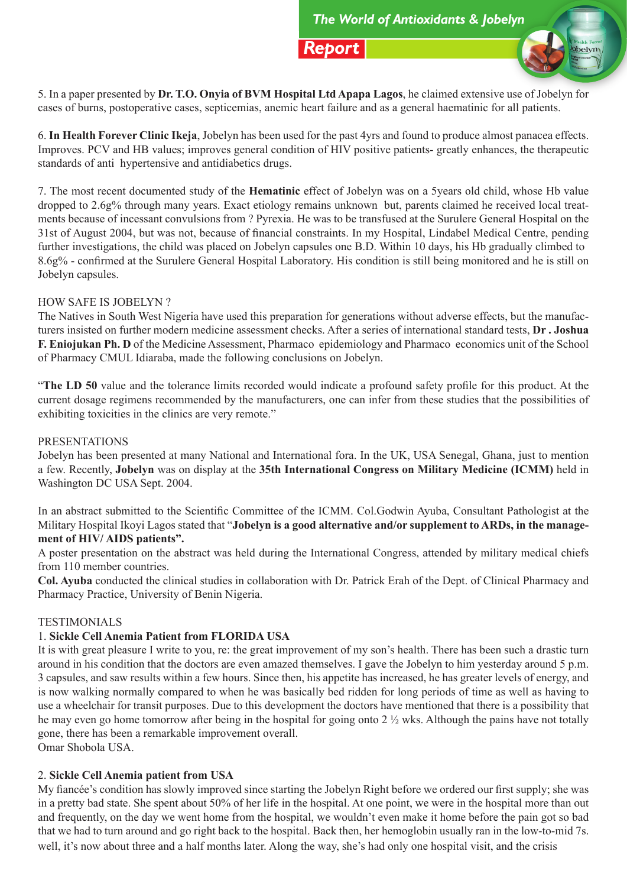5. In a paper presented by **Dr. T.O. Onyia of BVM Hospital Ltd Apapa Lagos**, he claimed extensive use of Jobelyn for cases of burns, postoperative cases, septicemias, anemic heart failure and as a general haematinic for all patients.

6. **In Health Forever Clinic Ikeja**, Jobelyn has been used for the past 4yrs and found to produce almost panacea effects. Improves. PCV and HB values; improves general condition of HIV positive patients- greatly enhances, the therapeutic standards of anti hypertensive and antidiabetics drugs.

7. The most recent documented study of the **Hematinic** effect of Jobelyn was on a 5years old child, whose Hb value dropped to 2.6g% through many years. Exact etiology remains unknown but, parents claimed he received local treatments because of incessant convulsions from ? Pyrexia. He was to be transfused at the Surulere General Hospital on the 31st of August 2004, but was not, because of financial constraints. In my Hospital, Lindabel Medical Centre, pending further investigations, the child was placed on Jobelyn capsules one B.D. Within 10 days, his Hb gradually climbed to 8.6g% - confirmed at the Surulere General Hospital Laboratory. His condition is still being monitored and he is still on Jobelyn capsules.

HOW SAFE IS JOBELYN ?

The Natives in South West Nigeria have used this preparation for generations without adverse effects, but the manufacturers insisted on further modern medicine assessment checks. After a series of international standard tests, **Dr . Joshua F. Eniojukan Ph. D** of the Medicine Assessment, Pharmaco epidemiology and Pharmaco economics unit of the School of Pharmacy CMUL Idiaraba, made the following conclusions on Jobelyn.

"**The LD 50** value and the tolerance limits recorded would indicate a profound safety profile for this product. At the current dosage regimens recommended by the manufacturers, one can infer from these studies that the possibilities of exhibiting toxicities in the clinics are very remote."

PRESENTATIONS

Jobelyn has been presented at many National and International fora. In the UK, USA Senegal, Ghana, just to mention a few. Recently, **Jobelyn** was on display at the **35th International Congress on Military Medicine (ICMM)** held in Washington DC USA Sept. 2004.

In an abstract submitted to the Scientific Committee of the ICMM. Col.Godwin Ayuba, Consultant Pathologist at the Military Hospital Ikoyi Lagos stated that "**Jobelyn is a good alternative and/or supplement to ARDs, in the management of HIV/ AIDS patients".**

A poster presentation on the abstract was held during the International Congress, attended by military medical chiefs from 110 member countries.

**Col. Ayuba** conducted the clinical studies in collaboration with Dr. Patrick Erah of the Dept. of Clinical Pharmacy and Pharmacy Practice, University of Benin Nigeria.

TESTIMONIALS

1. **Sickle Cell Anemia Patient from FLORIDA USA**

It is with great pleasure I write to you, re: the great improvement of my son's health. There has been such a drastic turn around in his condition that the doctors are even amazed themselves. I gave the Jobelyn to him yesterday around 5 p.m. 3 capsules, and saw results within a few hours. Since then, his appetite has increased, he has greater levels of energy, and is now walking normally compared to when he was basically bed ridden for long periods of time as well as having to use a wheelchair for transit purposes. Due to this development the doctors have mentioned that there is a possibility that he may even go home tomorrow after being in the hospital for going onto 2 ½ wks. Although the pains have not totally gone, there has been a remarkable improvement overall.

Omar Shobola USA.

2. **Sickle Cell Anemia patient from USA**

My fiancée's condition has slowly improved since starting the Jobelyn Right before we ordered our first supply; she was in a pretty bad state. She spent about 50% of her life in the hospital. At one point, we were in the hospital more than out and frequently, on the day we went home from the hospital, we wouldn't even make it home before the pain got so bad that we had to turn around and go right back to the hospital. Back then, her hemoglobin usually ran in the low-to-mid 7s. well, it's now about three and a half months later. Along the way, she's had only one hospital visit, and the crisis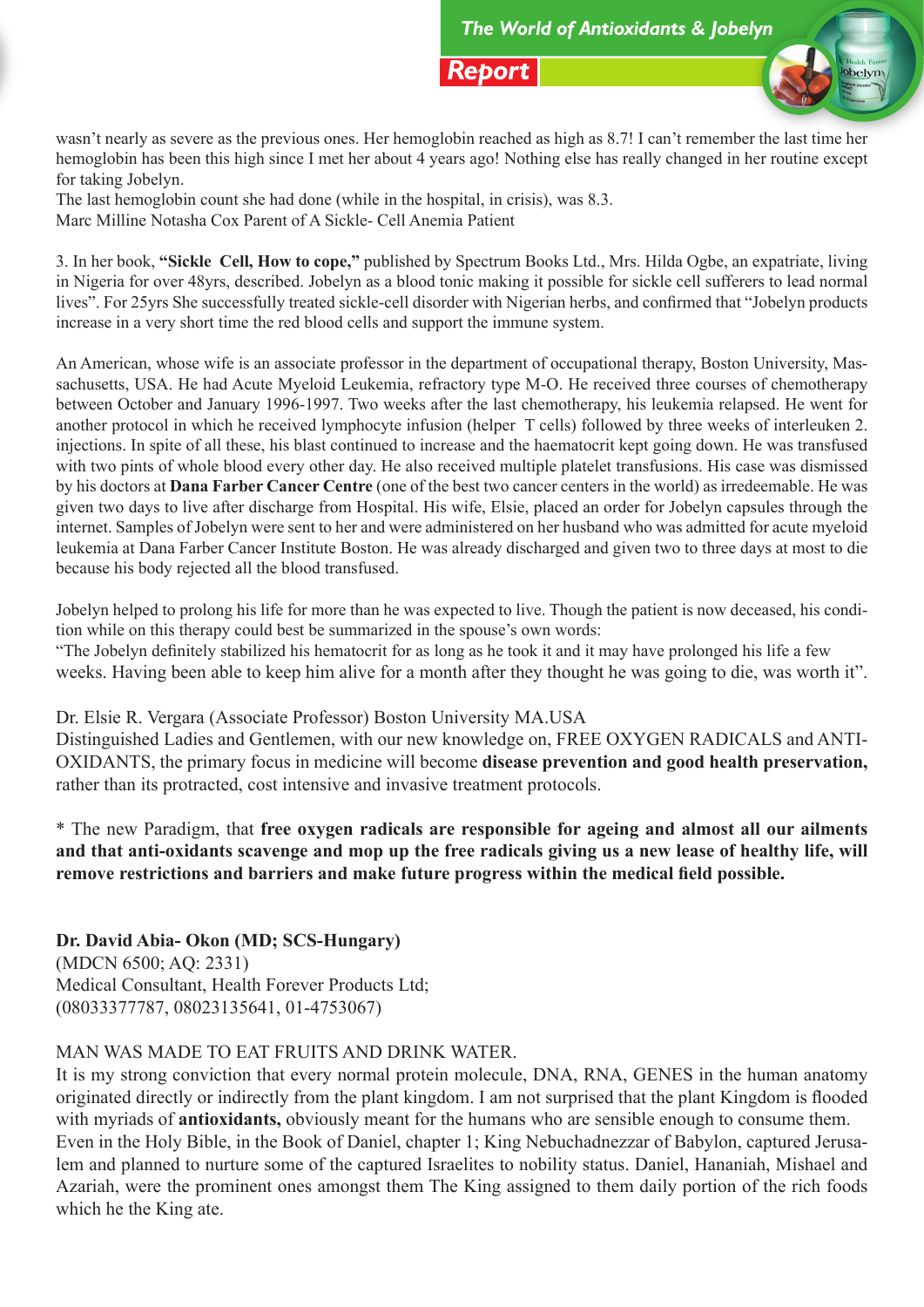wasn't nearly as severe as the previous ones. Her hemoglobin reached as high as 8.7! I can't remember the last time her hemoglobin has been this high since I met her about 4 years ago! Nothing else has really changed in her routine except for taking Jobelyn.

The last hemoglobin count she had done (while in the hospital, in crisis), was 8.3.

Marc Milline Notasha Cox Parent of A Sickle- Cell Anemia Patient

3. In her book, **"Sickle Cell, How to cope,"** published by Spectrum Books Ltd., Mrs. Hilda Ogbe, an expatriate, living in Nigeria for over 48yrs, described. Jobelyn as a blood tonic making it possible for sickle cell sufferers to lead normal lives". For 25yrs She successfully treated sickle-cell disorder with Nigerian herbs, and confirmed that "Jobelyn products increase in a very short time the red blood cells and support the immune system.

An American, whose wife is an associate professor in the department of occupational therapy, Boston University, Massachusetts, USA. He had Acute Myeloid Leukemia, refractory type M-O. He received three courses of chemotherapy between October and January 1996-1997. Two weeks after the last chemotherapy, his leukemia relapsed. He went for another protocol in which he received lymphocyte infusion (helper T cells) followed by three weeks of interleuken 2. injections. In spite of all these, his blast continued to increase and the haematocrit kept going down. He was transfused with two pints of whole blood every other day. He also received multiple platelet transfusions. His case was dismissed by his doctors at **Dana Farber Cancer Centre** (one of the best two cancer centers in the world) as irredeemable. He was given two days to live after discharge from Hospital. His wife, Elsie, placed an order for Jobelyn capsules through the internet. Samples of Jobelyn were sent to her and were administered on her husband who was admitted for acute myeloid leukemia at Dana Farber Cancer Institute Boston. He was already discharged and given two to three days at most to die because his body rejected all the blood transfused.

Jobelyn helped to prolong his life for more than he was expected to live. Though the patient is now deceased, his condition while on this therapy could best be summarized in the spouse's own words:

"The Jobelyn definitely stabilized his hematocrit for as long as he took it and it may have prolonged his life a few weeks. Having been able to keep him alive for a month after they thought he was going to die, was worth it".

Dr. Elsie R. Vergara (Associate Professor) Boston University MA.USA

Distinguished Ladies and Gentlemen, with our new knowledge on, FREE OXYGEN RADICALS and ANTI-OXIDANTS, the primary focus in medicine will become **disease prevention and good health preservation,** rather than its protracted, cost intensive and invasive treatment protocols.

* The new Paradigm, that **free oxygen radicals are responsible for ageing and almost all our ailments and that anti-oxidants scavenge and mop up the free radicals giving us a new lease of healthy life, will remove restrictions and barriers and make future progress within the medical field possible.**

**Dr. David Abia- Okon (MD; SCS-Hungary)**
(MDCN 6500; AQ: 2331)
Medical Consultant, Health Forever Products Ltd;
(08033377787, 08023135641, 01-4753067)

MAN WAS MADE TO EAT FRUITS AND DRINK WATER.

It is my strong conviction that every normal protein molecule, DNA, RNA, GENES in the human anatomy originated directly or indirectly from the plant kingdom. I am not surprised that the plant Kingdom is flooded with myriads of **antioxidants,** obviously meant for the humans who are sensible enough to consume them.

Even in the Holy Bible, in the Book of Daniel, chapter 1; King Nebuchadnezzar of Babylon, captured Jerusalem and planned to nurture some of the captured Israelites to nobility status. Daniel, Hananiah, Mishael and Azariah, were the prominent ones amongst them The King assigned to them daily portion of the rich foods which he the King ate.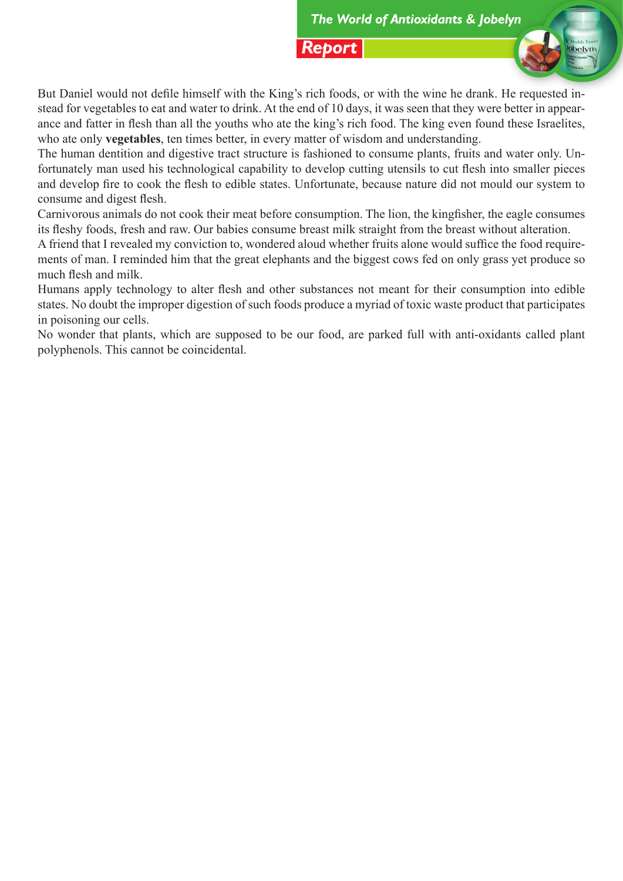But Daniel would not defile himself with the King's rich foods, or with the wine he drank. He requested instead for vegetables to eat and water to drink. At the end of 10 days, it was seen that they were better in appearance and fatter in flesh than all the youths who ate the king's rich food. The king even found these Israelites, who ate only **vegetables**, ten times better, in every matter of wisdom and understanding.

The human dentition and digestive tract structure is fashioned to consume plants, fruits and water only. Unfortunately man used his technological capability to develop cutting utensils to cut flesh into smaller pieces and develop fire to cook the flesh to edible states. Unfortunate, because nature did not mould our system to consume and digest flesh.

Carnivorous animals do not cook their meat before consumption. The lion, the kingfisher, the eagle consumes its fleshy foods, fresh and raw. Our babies consume breast milk straight from the breast without alteration.

A friend that I revealed my conviction to, wondered aloud whether fruits alone would suffice the food requirements of man. I reminded him that the great elephants and the biggest cows fed on only grass yet produce so much flesh and milk.

Humans apply technology to alter flesh and other substances not meant for their consumption into edible states. No doubt the improper digestion of such foods produce a myriad of toxic waste product that participates in poisoning our cells.

No wonder that plants, which are supposed to be our food, are parked full with anti-oxidants called plant polyphenols. This cannot be coincidental.